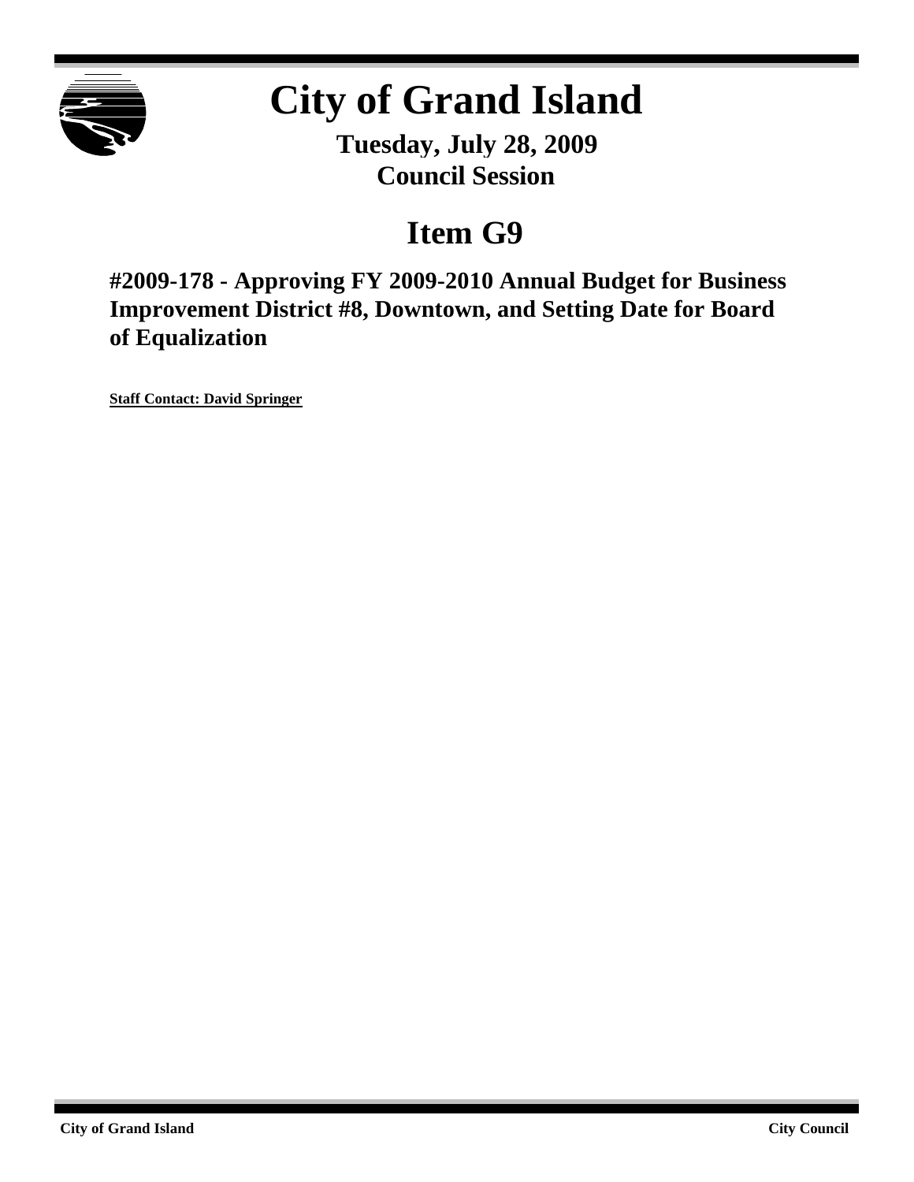# City of Grand Island

**Tuesday, July 28, 2009**
**Council Session**

## Item G9

### #2009-178 - Approving FY 2009-2010 Annual Budget for Business Improvement District #8, Downtown, and Setting Date for Board of Equalization

**Staff Contact: David Springer**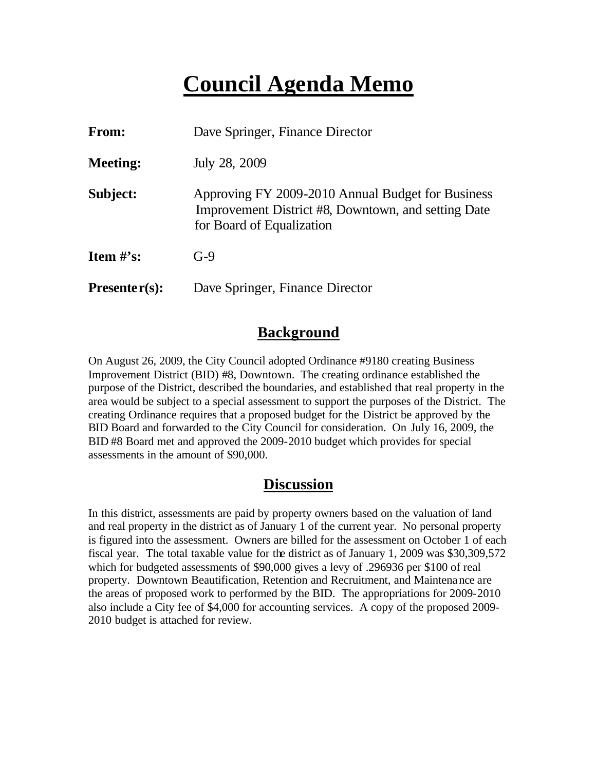# Council Agenda Memo

**From:** Dave Springer, Finance Director

**Meeting:** July 28, 2009

**Subject:** Approving FY 2009-2010 Annual Budget for Business Improvement District #8, Downtown, and setting Date for Board of Equalization

**Item #'s:** G-9

**Presenter(s):** Dave Springer, Finance Director

## Background

On August 26, 2009, the City Council adopted Ordinance #9180 creating Business Improvement District (BID) #8, Downtown. The creating ordinance established the purpose of the District, described the boundaries, and established that real property in the area would be subject to a special assessment to support the purposes of the District. The creating Ordinance requires that a proposed budget for the District be approved by the BID Board and forwarded to the City Council for consideration. On July 16, 2009, the BID #8 Board met and approved the 2009-2010 budget which provides for special assessments in the amount of $90,000.

## Discussion

In this district, assessments are paid by property owners based on the valuation of land and real property in the district as of January 1 of the current year. No personal property is figured into the assessment. Owners are billed for the assessment on October 1 of each fiscal year. The total taxable value for the district as of January 1, 2009 was $30,309,572 which for budgeted assessments of $90,000 gives a levy of .296936 per $100 of real property. Downtown Beautification, Retention and Recruitment, and Maintenance are the areas of proposed work to performed by the BID. The appropriations for 2009-2010 also include a City fee of $4,000 for accounting services. A copy of the proposed 2009-2010 budget is attached for review.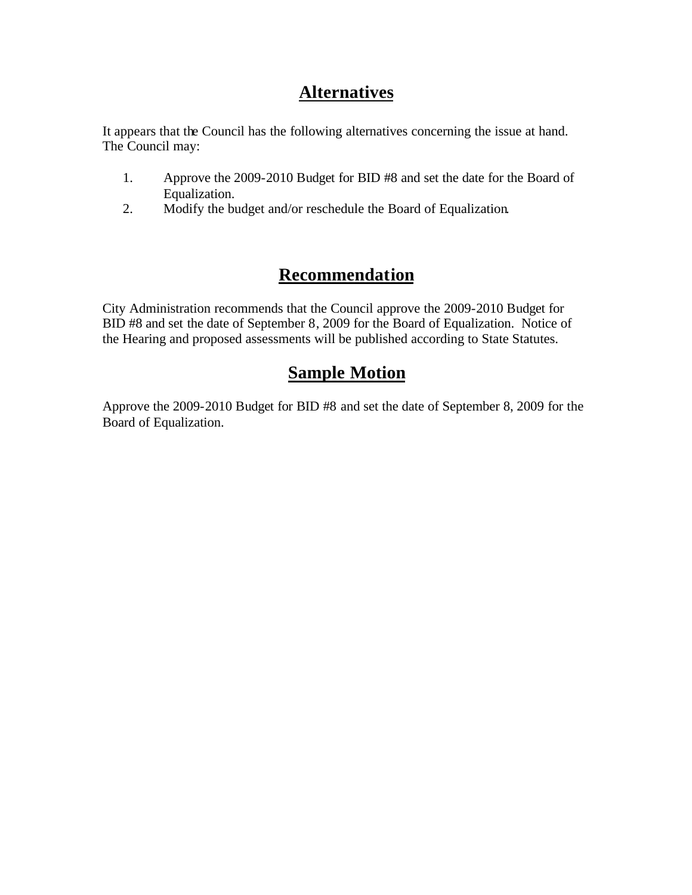## Alternatives

It appears that the Council has the following alternatives concerning the issue at hand. The Council may:

1. Approve the 2009-2010 Budget for BID #8 and set the date for the Board of Equalization.
2. Modify the budget and/or reschedule the Board of Equalization.

## Recommendation

City Administration recommends that the Council approve the 2009-2010 Budget for BID #8 and set the date of September 8, 2009 for the Board of Equalization. Notice of the Hearing and proposed assessments will be published according to State Statutes.

## Sample Motion

Approve the 2009-2010 Budget for BID #8 and set the date of September 8, 2009 for the Board of Equalization.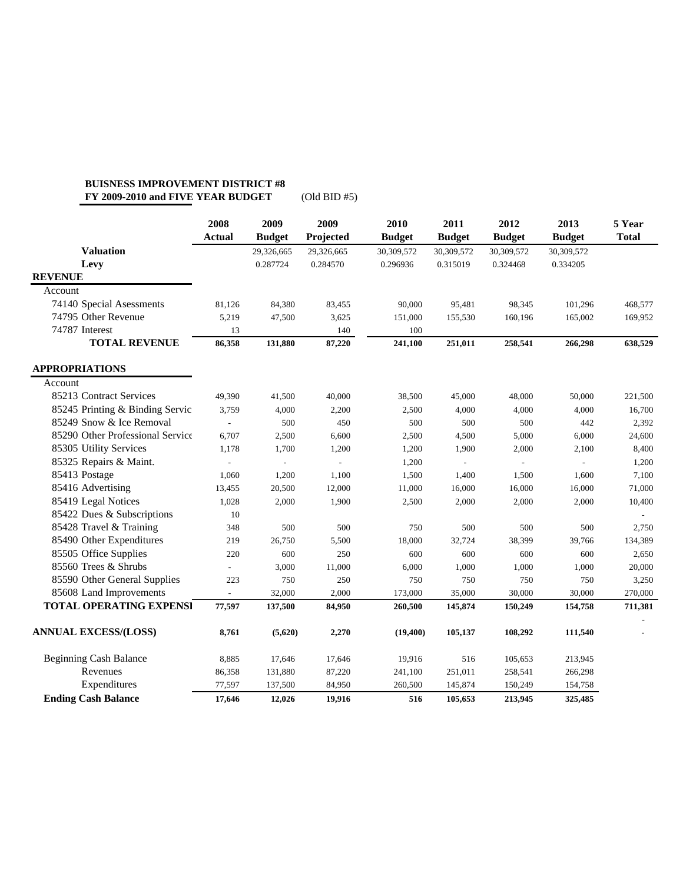**BUISNESS IMPROVEMENT DISTRICT #8**
**FY 2009-2010 and FIVE YEAR BUDGET** (Old BID #5)

| | 2008 Actual | 2009 Budget | 2009 Projected | 2010 Budget | 2011 Budget | 2012 Budget | 2013 Budget | 5 Year Total |
|---|---|---|---|---|---|---|---|---|
| **Valuation** | | 29,326,665 | 29,326,665 | 30,309,572 | 30,309,572 | 30,309,572 | 30,309,572 | |
| **Levy** | | 0.287724 | 0.284570 | 0.296936 | 0.315019 | 0.324468 | 0.334205 | |
| **REVENUE** | | | | | | | | |
| Account | | | | | | | | |
| 74140 Special Asessments | 81,126 | 84,380 | 83,455 | 90,000 | 95,481 | 98,345 | 101,296 | 468,577 |
| 74795 Other Revenue | 5,219 | 47,500 | 3,625 | 151,000 | 155,530 | 160,196 | 165,002 | 169,952 |
| 74787 Interest | 13 | | 140 | 100 | | | | |
| **TOTAL REVENUE** | **86,358** | **131,880** | **87,220** | **241,100** | **251,011** | **258,541** | **266,298** | **638,529** |
| **APPROPRIATIONS** | | | | | | | | |
| Account | | | | | | | | |
| 85213 Contract Services | 49,390 | 41,500 | 40,000 | 38,500 | 45,000 | 48,000 | 50,000 | 221,500 |
| 85245 Printing & Binding Servic | 3,759 | 4,000 | 2,200 | 2,500 | 4,000 | 4,000 | 4,000 | 16,700 |
| 85249 Snow & Ice Removal | - | 500 | 450 | 500 | 500 | 500 | 442 | 2,392 |
| 85290 Other Professional Service | 6,707 | 2,500 | 6,600 | 2,500 | 4,500 | 5,000 | 6,000 | 24,600 |
| 85305 Utility Services | 1,178 | 1,700 | 1,200 | 1,200 | 1,900 | 2,000 | 2,100 | 8,400 |
| 85325 Repairs & Maint. | - | - | - | 1,200 | - | - | - | 1,200 |
| 85413 Postage | 1,060 | 1,200 | 1,100 | 1,500 | 1,400 | 1,500 | 1,600 | 7,100 |
| 85416 Advertising | 13,455 | 20,500 | 12,000 | 11,000 | 16,000 | 16,000 | 16,000 | 71,000 |
| 85419 Legal Notices | 1,028 | 2,000 | 1,900 | 2,500 | 2,000 | 2,000 | 2,000 | 10,400 |
| 85422 Dues & Subscriptions | 10 | | | | | | | - |
| 85428 Travel & Training | 348 | 500 | 500 | 750 | 500 | 500 | 500 | 2,750 |
| 85490 Other Expenditures | 219 | 26,750 | 5,500 | 18,000 | 32,724 | 38,399 | 39,766 | 134,389 |
| 85505 Office Supplies | 220 | 600 | 250 | 600 | 600 | 600 | 600 | 2,650 |
| 85560 Trees & Shrubs | - | 3,000 | 11,000 | 6,000 | 1,000 | 1,000 | 1,000 | 20,000 |
| 85590 Other General Supplies | 223 | 750 | 250 | 750 | 750 | 750 | 750 | 3,250 |
| 85608 Land Improvements | - | 32,000 | 2,000 | 173,000 | 35,000 | 30,000 | 30,000 | 270,000 |
| **TOTAL OPERATING EXPENSI** | **77,597** | **137,500** | **84,950** | **260,500** | **145,874** | **150,249** | **154,758** | **711,381** |
| | | | | | | | | - |
| **ANNUAL EXCESS/(LOSS)** | **8,761** | **(5,620)** | **2,270** | **(19,400)** | **105,137** | **108,292** | **111,540** | **-** |
| Beginning Cash Balance | 8,885 | 17,646 | 17,646 | 19,916 | 516 | 105,653 | 213,945 | |
| Revenues | 86,358 | 131,880 | 87,220 | 241,100 | 251,011 | 258,541 | 266,298 | |
| Expenditures | 77,597 | 137,500 | 84,950 | 260,500 | 145,874 | 150,249 | 154,758 | |
| **Ending Cash Balance** | **17,646** | **12,026** | **19,916** | **516** | **105,653** | **213,945** | **325,485** | |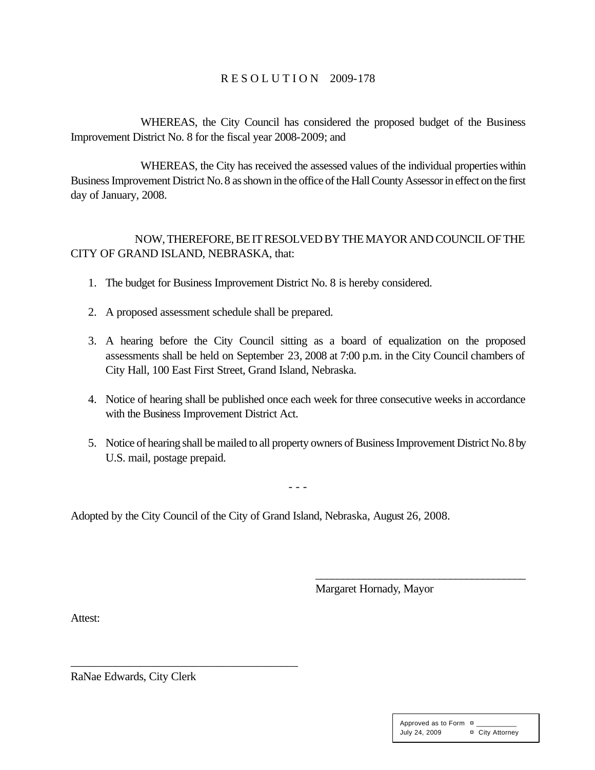# R E S O L U T I O N 2009-178

WHEREAS, the City Council has considered the proposed budget of the Business Improvement District No. 8 for the fiscal year 2008-2009; and

WHEREAS, the City has received the assessed values of the individual properties within Business Improvement District No. 8 as shown in the office of the Hall County Assessor in effect on the first day of January, 2008.

NOW, THEREFORE, BE IT RESOLVED BY THE MAYOR AND COUNCIL OF THE CITY OF GRAND ISLAND, NEBRASKA, that:

1. The budget for Business Improvement District No. 8 is hereby considered.

2. A proposed assessment schedule shall be prepared.

3. A hearing before the City Council sitting as a board of equalization on the proposed assessments shall be held on September 23, 2008 at 7:00 p.m. in the City Council chambers of City Hall, 100 East First Street, Grand Island, Nebraska.

4. Notice of hearing shall be published once each week for three consecutive weeks in accordance with the Business Improvement District Act.

5. Notice of hearing shall be mailed to all property owners of Business Improvement District No. 8 by U.S. mail, postage prepaid.

- - -

Adopted by the City Council of the City of Grand Island, Nebraska, August 26, 2008.

_____________________________________
Margaret Hornady, Mayor

Attest:

_____________________________________
RaNae Edwards, City Clerk

| | |
|---|---|
| Approved as to Form | ¤ ___________ |
| July 24, 2009 | ¤ City Attorney |